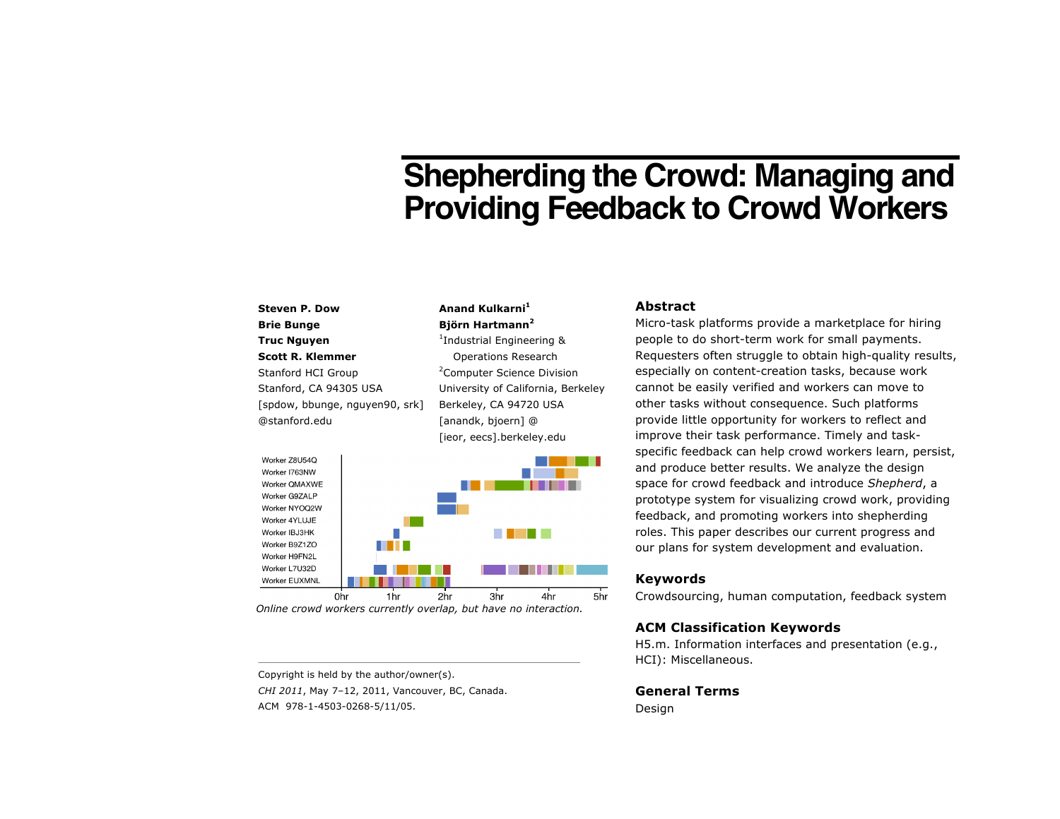# Shepherding the Crowd: Managing and Providing Feedback to Crowd Workers

**Steven P. Dow**
**Brie Bunge**
**Truc Nguyen**
**Scott R. Klemmer**
Stanford HCI Group
Stanford, CA 94305 USA
[spdow, bbunge, nguyen90, srk]
@stanford.edu

**Anand Kulkarni**[1]
**Björn Hartmann**[2]
[1]Industrial Engineering & Operations Research
[2]Computer Science Division
University of California, Berkeley
Berkeley, CA 94720 USA
[anandk, bjoern] @
[ieor, eecs].berkeley.edu

*Online crowd workers currently overlap, but have no interaction.*

Copyright is held by the author/owner(s).
*CHI 2011*, May 7–12, 2011, Vancouver, BC, Canada.
ACM 978-1-4503-0268-5/11/05.

## Abstract

Micro-task platforms provide a marketplace for hiring people to do short-term work for small payments. Requesters often struggle to obtain high-quality results, especially on content-creation tasks, because work cannot be easily verified and workers can move to other tasks without consequence. Such platforms provide little opportunity for workers to reflect and improve their task performance. Timely and task-specific feedback can help crowd workers learn, persist, and produce better results. We analyze the design space for crowd feedback and introduce *Shepherd*, a prototype system for visualizing crowd work, providing feedback, and promoting workers into shepherding roles. This paper describes our current progress and our plans for system development and evaluation.

## Keywords

Crowdsourcing, human computation, feedback system

## ACM Classification Keywords

H5.m. Information interfaces and presentation (e.g., HCI): Miscellaneous.

## General Terms

Design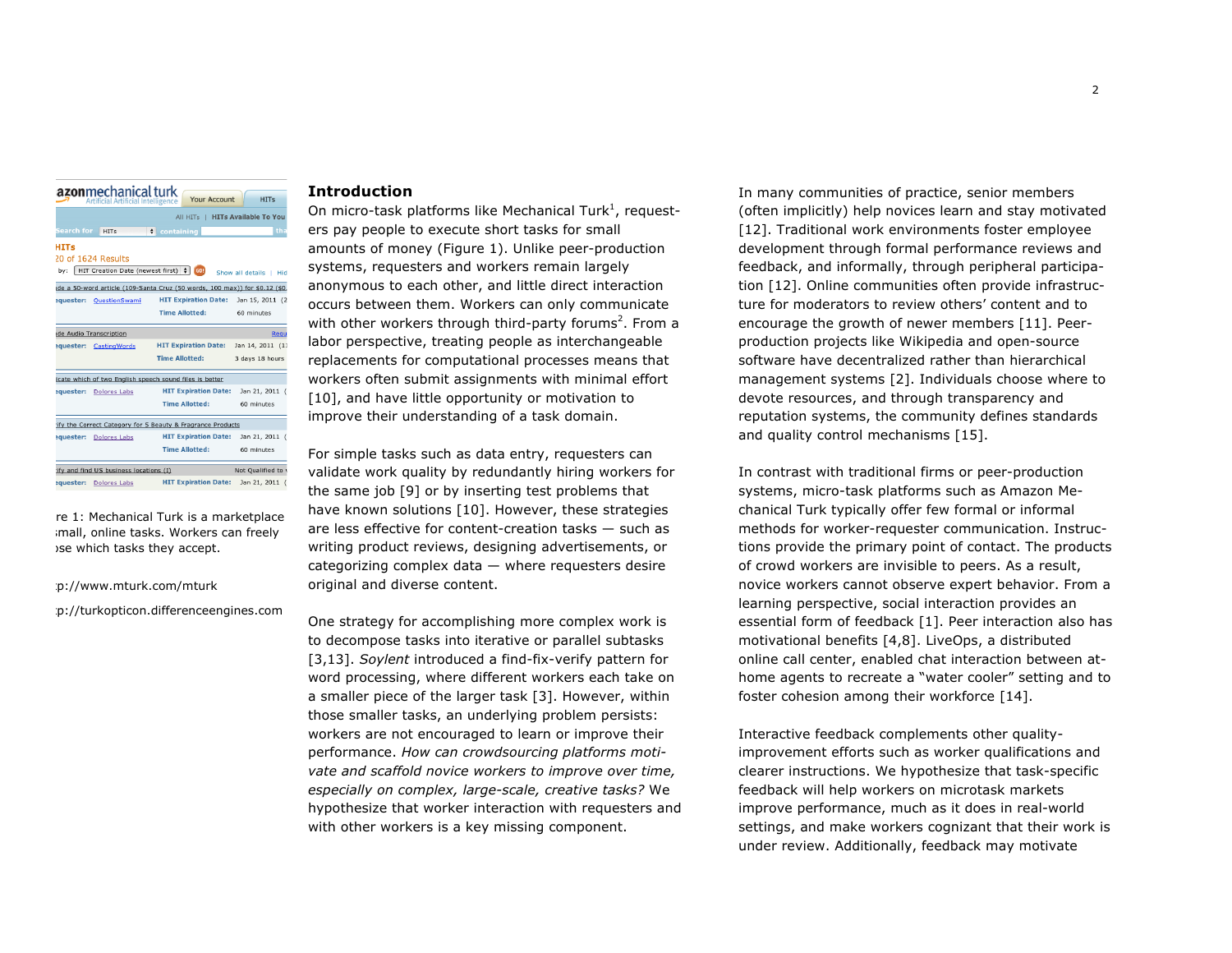re 1: Mechanical Turk is a marketplace small, online tasks. Workers can freely ose which tasks they accept.

p://www.mturk.com/mturk

p://turkopticon.differenceengines.com

## Introduction

On micro-task platforms like Mechanical Turk[1], requesters pay people to execute short tasks for small amounts of money (Figure 1). Unlike peer-production systems, requesters and workers remain largely anonymous to each other, and little direct interaction occurs between them. Workers can only communicate with other workers through third-party forums[2]. From a labor perspective, treating people as interchangeable replacements for computational processes means that workers often submit assignments with minimal effort [10], and have little opportunity or motivation to improve their understanding of a task domain.

For simple tasks such as data entry, requesters can validate work quality by redundantly hiring workers for the same job [9] or by inserting test problems that have known solutions [10]. However, these strategies are less effective for content-creation tasks — such as writing product reviews, designing advertisements, or categorizing complex data — where requesters desire original and diverse content.

One strategy for accomplishing more complex work is to decompose tasks into iterative or parallel subtasks [3,13]. *Soylent* introduced a find-fix-verify pattern for word processing, where different workers each take on a smaller piece of the larger task [3]. However, within those smaller tasks, an underlying problem persists: workers are not encouraged to learn or improve their performance. *How can crowdsourcing platforms motivate and scaffold novice workers to improve over time, especially on complex, large-scale, creative tasks?* We hypothesize that worker interaction with requesters and with other workers is a key missing component.

In many communities of practice, senior members (often implicitly) help novices learn and stay motivated [12]. Traditional work environments foster employee development through formal performance reviews and feedback, and informally, through peripheral participation [12]. Online communities often provide infrastructure for moderators to review others' content and to encourage the growth of newer members [11]. Peer-production projects like Wikipedia and open-source software have decentralized rather than hierarchical management systems [2]. Individuals choose where to devote resources, and through transparency and reputation systems, the community defines standards and quality control mechanisms [15].

In contrast with traditional firms or peer-production systems, micro-task platforms such as Amazon Mechanical Turk typically offer few formal or informal methods for worker-requester communication. Instructions provide the primary point of contact. The products of crowd workers are invisible to peers. As a result, novice workers cannot observe expert behavior. From a learning perspective, social interaction provides an essential form of feedback [1]. Peer interaction also has motivational benefits [4,8]. LiveOps, a distributed online call center, enabled chat interaction between at-home agents to recreate a "water cooler" setting and to foster cohesion among their workforce [14].

Interactive feedback complements other quality-improvement efforts such as worker qualifications and clearer instructions. We hypothesize that task-specific feedback will help workers on microtask markets improve performance, much as it does in real-world settings, and make workers cognizant that their work is under review. Additionally, feedback may motivate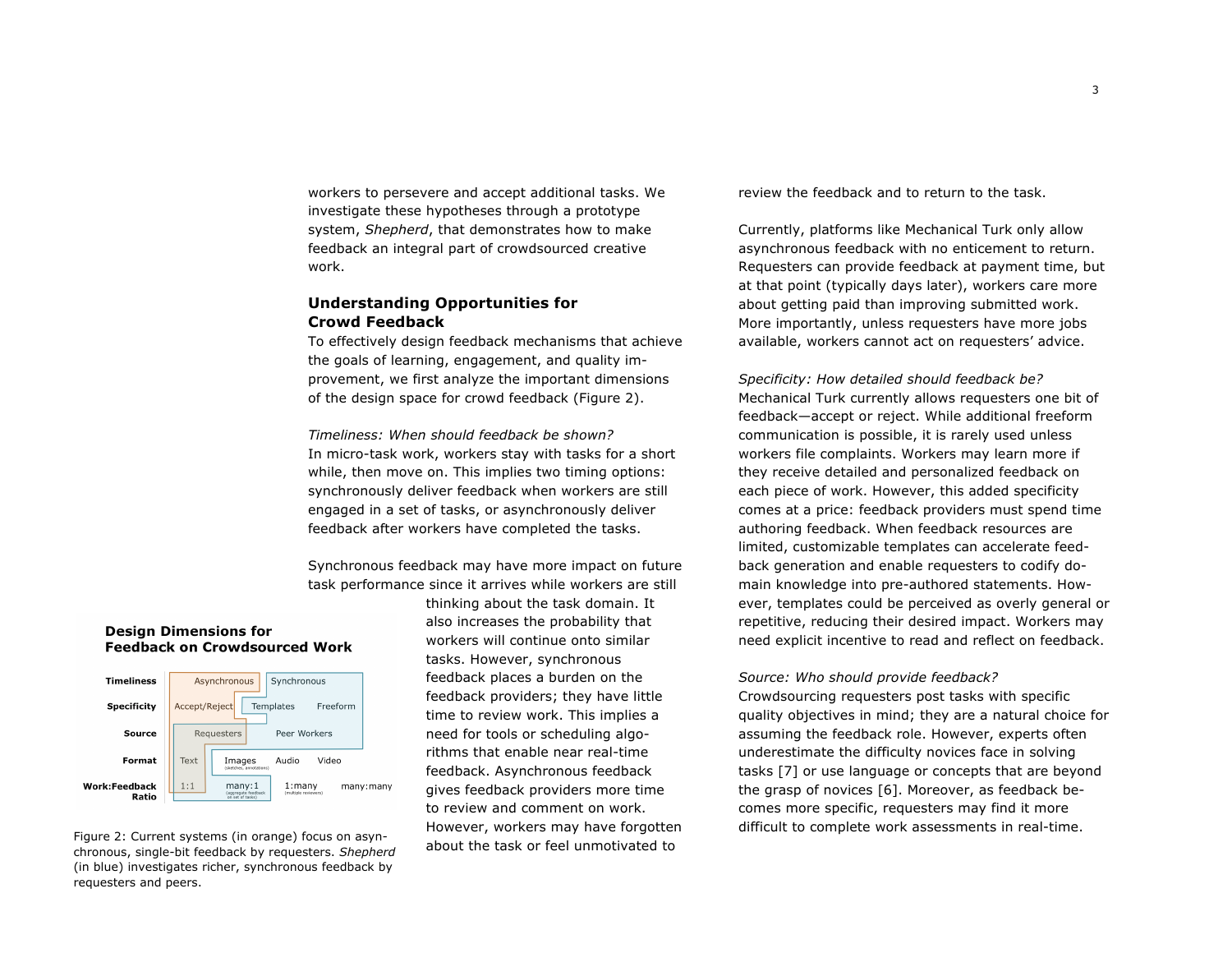workers to persevere and accept additional tasks. We investigate these hypotheses through a prototype system, *Shepherd*, that demonstrates how to make feedback an integral part of crowdsourced creative work.

## Understanding Opportunities for Crowd Feedback

To effectively design feedback mechanisms that achieve the goals of learning, engagement, and quality improvement, we first analyze the important dimensions of the design space for crowd feedback (Figure 2).

*Timeliness: When should feedback be shown?*
In micro-task work, workers stay with tasks for a short while, then move on. This implies two timing options: synchronously deliver feedback when workers are still engaged in a set of tasks, or asynchronously deliver feedback after workers have completed the tasks.

Synchronous feedback may have more impact on future task performance since it arrives while workers are still thinking about the task domain. It also increases the probability that workers will continue onto similar tasks. However, synchronous feedback places a burden on the feedback providers; they have little time to review work. This implies a need for tools or scheduling algorithms that enable near real-time feedback. Asynchronous feedback gives feedback providers more time to review and comment on work. However, workers may have forgotten about the task or feel unmotivated to review the feedback and to return to the task.

**Design Dimensions for Feedback on Crowdsourced Work**

| | | | |
|---|---|---|---|
| **Timeliness** | Asynchronous | Synchronous | |
| **Specificity** | Accept/Reject | Templates | Freeform |
| **Source** | Requesters | Peer Workers | |
| **Format** | Text | Images (sketches, annotations) | Audio / Video |
| **Work:Feedback Ratio** | 1:1 | many:1 (aggregate feedback on set of tasks) / 1:many (multiple reviewers) | many:many |

Figure 2: Current systems (in orange) focus on asynchronous, single-bit feedback by requesters. *Shepherd* (in blue) investigates richer, synchronous feedback by requesters and peers.

Currently, platforms like Mechanical Turk only allow asynchronous feedback with no enticement to return. Requesters can provide feedback at payment time, but at that point (typically days later), workers care more about getting paid than improving submitted work. More importantly, unless requesters have more jobs available, workers cannot act on requesters' advice.

*Specificity: How detailed should feedback be?*
Mechanical Turk currently allows requesters one bit of feedback—accept or reject. While additional freeform communication is possible, it is rarely used unless workers file complaints. Workers may learn more if they receive detailed and personalized feedback on each piece of work. However, this added specificity comes at a price: feedback providers must spend time authoring feedback. When feedback resources are limited, customizable templates can accelerate feedback generation and enable requesters to codify domain knowledge into pre-authored statements. However, templates could be perceived as overly general or repetitive, reducing their desired impact. Workers may need explicit incentive to read and reflect on feedback.

*Source: Who should provide feedback?*
Crowdsourcing requesters post tasks with specific quality objectives in mind; they are a natural choice for assuming the feedback role. However, experts often underestimate the difficulty novices face in solving tasks [7] or use language or concepts that are beyond the grasp of novices [6]. Moreover, as feedback becomes more specific, requesters may find it more difficult to complete work assessments in real-time.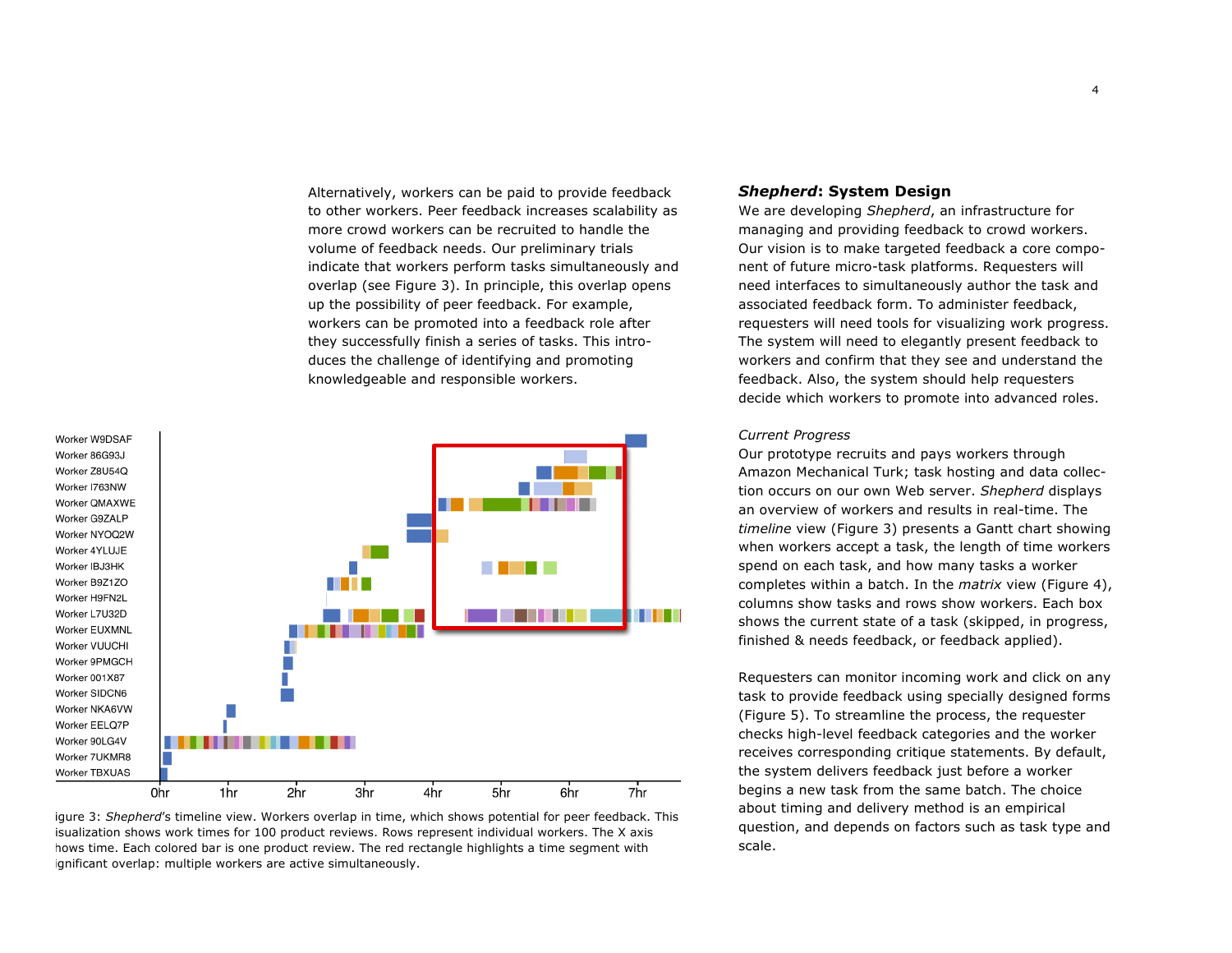Alternatively, workers can be paid to provide feedback to other workers. Peer feedback increases scalability as more crowd workers can be recruited to handle the volume of feedback needs. Our preliminary trials indicate that workers perform tasks simultaneously and overlap (see Figure 3). In principle, this overlap opens up the possibility of peer feedback. For example, workers can be promoted into a feedback role after they successfully finish a series of tasks. This introduces the challenge of identifying and promoting knowledgeable and responsible workers.

igure 3: *Shepherd*'s timeline view. Workers overlap in time, which shows potential for peer feedback. This isualization shows work times for 100 product reviews. Rows represent individual workers. The X axis hows time. Each colored bar is one product review. The red rectangle highlights a time segment with ignificant overlap: multiple workers are active simultaneously.

## *Shepherd*: System Design

We are developing *Shepherd*, an infrastructure for managing and providing feedback to crowd workers. Our vision is to make targeted feedback a core component of future micro-task platforms. Requesters will need interfaces to simultaneously author the task and associated feedback form. To administer feedback, requesters will need tools for visualizing work progress. The system will need to elegantly present feedback to workers and confirm that they see and understand the feedback. Also, the system should help requesters decide which workers to promote into advanced roles.

### *Current Progress*

Our prototype recruits and pays workers through Amazon Mechanical Turk; task hosting and data collection occurs on our own Web server. *Shepherd* displays an overview of workers and results in real-time. The *timeline* view (Figure 3) presents a Gantt chart showing when workers accept a task, the length of time workers spend on each task, and how many tasks a worker completes within a batch. In the *matrix* view (Figure 4), columns show tasks and rows show workers. Each box shows the current state of a task (skipped, in progress, finished & needs feedback, or feedback applied).

Requesters can monitor incoming work and click on any task to provide feedback using specially designed forms (Figure 5). To streamline the process, the requester checks high-level feedback categories and the worker receives corresponding critique statements. By default, the system delivers feedback just before a worker begins a new task from the same batch. The choice about timing and delivery method is an empirical question, and depends on factors such as task type and scale.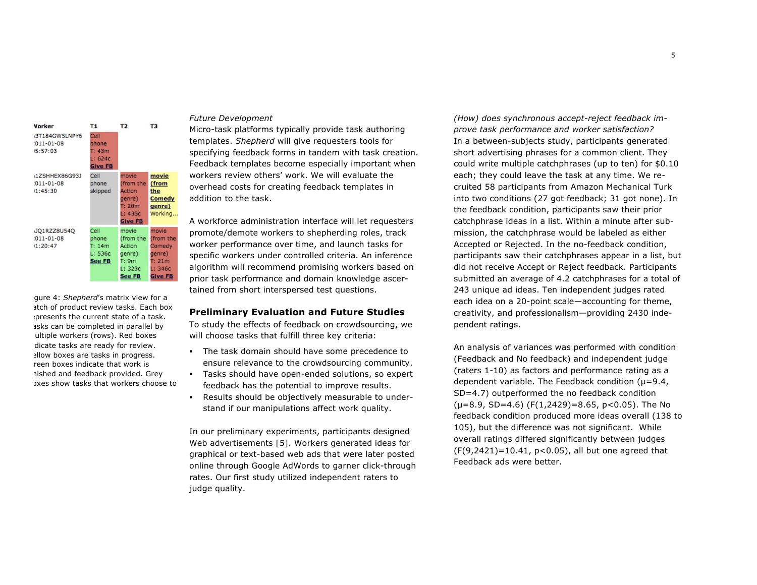| Worker | T1 | T2 | T3 |
| --- | --- | --- | --- |
| 3T184GW5LNPY6 011-01-08 5:57:03 | Cell phone T: 43m L: 624c Give FB | | |
| 1ZSHHEX86G93J 011-01-08 1:45:30 | Cell phone skipped | movie (from the Action genre) T: 20m L: 435c Give FB | movie (from the Comedy genre) Working... |
| JQ1RZZ8U54Q 011-01-08 1:20:47 | Cell phone T: 14m L: 536c See FB | movie (from the Action genre) T: 9m L: 323c See FB | movie (from the Comedy genre) T: 21m L: 346c Give FB |

gure 4: *Shepherd*'s matrix view for a atch of product review tasks. Each box presents the current state of a task. asks can be completed in parallel by ultiple workers (rows). Red boxes dicate tasks are ready for review. ellow boxes are tasks in progress. reen boxes indicate that work is nished and feedback provided. Grey oxes show tasks that workers choose to

*Future Development*

Micro-task platforms typically provide task authoring templates. *Shepherd* will give requesters tools for specifying feedback forms in tandem with task creation. Feedback templates become especially important when workers review others' work. We will evaluate the overhead costs for creating feedback templates in addition to the task.

A workforce administration interface will let requesters promote/demote workers to shepherding roles, track worker performance over time, and launch tasks for specific workers under controlled criteria. An inference algorithm will recommend promising workers based on prior task performance and domain knowledge ascertained from short interspersed test questions.

## Preliminary Evaluation and Future Studies

To study the effects of feedback on crowdsourcing, we will choose tasks that fulfill three key criteria:

- The task domain should have some precedence to ensure relevance to the crowdsourcing community.
- Tasks should have open-ended solutions, so expert feedback has the potential to improve results.
- Results should be objectively measurable to understand if our manipulations affect work quality.

In our preliminary experiments, participants designed Web advertisements [5]. Workers generated ideas for graphical or text-based web ads that were later posted online through Google AdWords to garner click-through rates. Our first study utilized independent raters to judge quality.

*(How) does synchronous accept-reject feedback improve task performance and worker satisfaction?*

In a between-subjects study, participants generated short advertising phrases for a common client. They could write multiple catchphrases (up to ten) for $0.10 each; they could leave the task at any time. We recruited 58 participants from Amazon Mechanical Turk into two conditions (27 got feedback; 31 got none). In the feedback condition, participants saw their prior catchphrase ideas in a list. Within a minute after submission, the catchphrase would be labeled as either Accepted or Rejected. In the no-feedback condition, participants saw their catchphrases appear in a list, but did not receive Accept or Reject feedback. Participants submitted an average of 4.2 catchphrases for a total of 243 unique ad ideas. Ten independent judges rated each idea on a 20-point scale—accounting for theme, creativity, and professionalism—providing 2430 independent ratings.

An analysis of variances was performed with condition (Feedback and No feedback) and independent judge (raters 1-10) as factors and performance rating as a dependent variable. The Feedback condition ($\mu$=9.4, SD=4.7) outperformed the no feedback condition ($\mu$=8.9, SD=4.6) ($F(1,2429)=8.65$, $p<0.05$). The No feedback condition produced more ideas overall (138 to 105), but the difference was not significant. While overall ratings differed significantly between judges ($F(9,2421)=10.41$, $p<0.05$), all but one agreed that Feedback ads were better.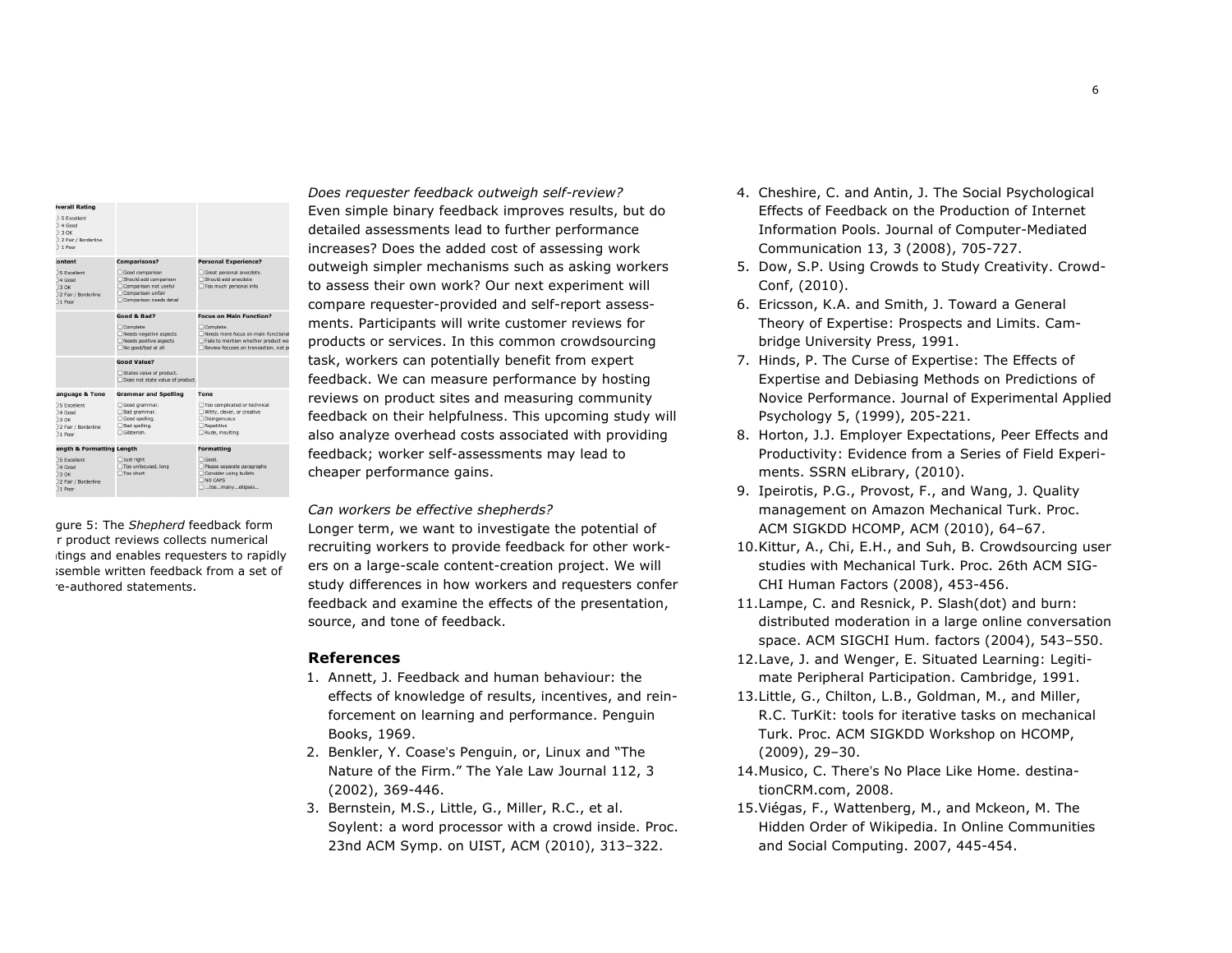gure 5: The *Shepherd* feedback form r product reviews collects numerical ıtings and enables requesters to rapidly ssemble written feedback from a set of re-authored statements.

*Does requester feedback outweigh self-review?*
Even simple binary feedback improves results, but do detailed assessments lead to further performance increases? Does the added cost of assessing work outweigh simpler mechanisms such as asking workers to assess their own work? Our next experiment will compare requester-provided and self-report assessments. Participants will write customer reviews for products or services. In this common crowdsourcing task, workers can potentially benefit from expert feedback. We can measure performance by hosting reviews on product sites and measuring community feedback on their helpfulness. This upcoming study will also analyze overhead costs associated with providing feedback; worker self-assessments may lead to cheaper performance gains.

*Can workers be effective shepherds?*
Longer term, we want to investigate the potential of recruiting workers to provide feedback for other workers on a large-scale content-creation project. We will study differences in how workers and requesters confer feedback and examine the effects of the presentation, source, and tone of feedback.

## References

1. Annett, J. Feedback and human behaviour: the effects of knowledge of results, incentives, and reinforcement on learning and performance. Penguin Books, 1969.
2. Benkler, Y. Coase's Penguin, or, Linux and "The Nature of the Firm." The Yale Law Journal 112, 3 (2002), 369-446.
3. Bernstein, M.S., Little, G., Miller, R.C., et al. Soylent: a word processor with a crowd inside. Proc. 23nd ACM Symp. on UIST, ACM (2010), 313–322.
4. Cheshire, C. and Antin, J. The Social Psychological Effects of Feedback on the Production of Internet Information Pools. Journal of Computer-Mediated Communication 13, 3 (2008), 705-727.
5. Dow, S.P. Using Crowds to Study Creativity. CrowdConf, (2010).
6. Ericsson, K.A. and Smith, J. Toward a General Theory of Expertise: Prospects and Limits. Cambridge University Press, 1991.
7. Hinds, P. The Curse of Expertise: The Effects of Expertise and Debiasing Methods on Predictions of Novice Performance. Journal of Experimental Applied Psychology 5, (1999), 205-221.
8. Horton, J.J. Employer Expectations, Peer Effects and Productivity: Evidence from a Series of Field Experiments. SSRN eLibrary, (2010).
9. Ipeirotis, P.G., Provost, F., and Wang, J. Quality management on Amazon Mechanical Turk. Proc. ACM SIGKDD HCOMP, ACM (2010), 64–67.
10. Kittur, A., Chi, E.H., and Suh, B. Crowdsourcing user studies with Mechanical Turk. Proc. 26th ACM SIGCHI Human Factors (2008), 453-456.
11. Lampe, C. and Resnick, P. Slash(dot) and burn: distributed moderation in a large online conversation space. ACM SIGCHI Hum. factors (2004), 543–550.
12. Lave, J. and Wenger, E. Situated Learning: Legitimate Peripheral Participation. Cambridge, 1991.
13. Little, G., Chilton, L.B., Goldman, M., and Miller, R.C. TurKit: tools for iterative tasks on mechanical Turk. Proc. ACM SIGKDD Workshop on HCOMP, (2009), 29–30.
14. Musico, C. There's No Place Like Home. destinationCRM.com, 2008.
15. Viégas, F., Wattenberg, M., and Mckeon, M. The Hidden Order of Wikipedia. In Online Communities and Social Computing. 2007, 445-454.